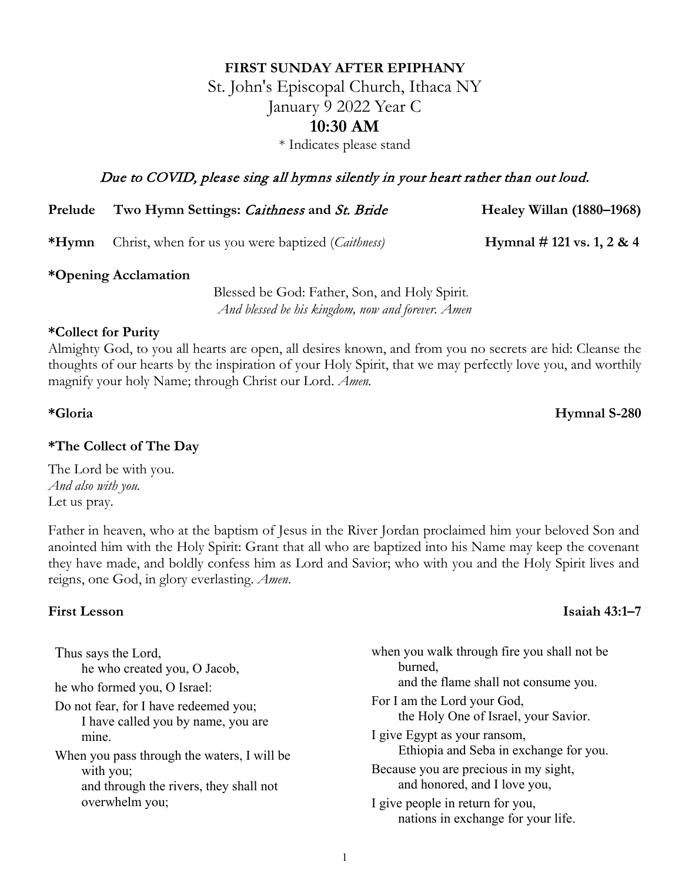**FIRST SUNDAY AFTER EPIPHANY**

St. John's Episcopal Church, Ithaca NY

January 9 2022 Year C

**10:30 AM**

\* Indicates please stand

*Due to COVID, please sing all hymns silently in your heart rather than out loud.*

**Prelude** **Two Hymn Settings: *Caithness* and *St. Bride*** **Healey Willan (1880–1968)**

**\*Hymn** Christ, when for us you were baptized (*Caithness*) **Hymnal # 121 vs. 1, 2 & 4**

**\*Opening Acclamation**

Blessed be God: Father, Son, and Holy Spirit.
*And blessed be his kingdom, now and forever. Amen*

**\*Collect for Purity**

Almighty God, to you all hearts are open, all desires known, and from you no secrets are hid: Cleanse the thoughts of our hearts by the inspiration of your Holy Spirit, that we may perfectly love you, and worthily magnify your holy Name; through Christ our Lord. *Amen.*

**\*Gloria** **Hymnal S-280**

**\*The Collect of The Day**

The Lord be with you.
*And also with you.*
Let us pray.

Father in heaven, who at the baptism of Jesus in the River Jordan proclaimed him your beloved Son and anointed him with the Holy Spirit: Grant that all who are baptized into his Name may keep the covenant they have made, and boldly confess him as Lord and Savior; who with you and the Holy Spirit lives and reigns, one God, in glory everlasting. *Amen.*

**First Lesson** **Isaiah 43:1–7**

Thus says the Lord,
he who created you, O Jacob,
he who formed you, O Israel:
Do not fear, for I have redeemed you;
I have called you by name, you are mine.
When you pass through the waters, I will be with you;
and through the rivers, they shall not overwhelm you;
when you walk through fire you shall not be burned,
and the flame shall not consume you.
For I am the Lord your God,
the Holy One of Israel, your Savior.
I give Egypt as your ransom,
Ethiopia and Seba in exchange for you.
Because you are precious in my sight,
and honored, and I love you,
I give people in return for you,
nations in exchange for your life.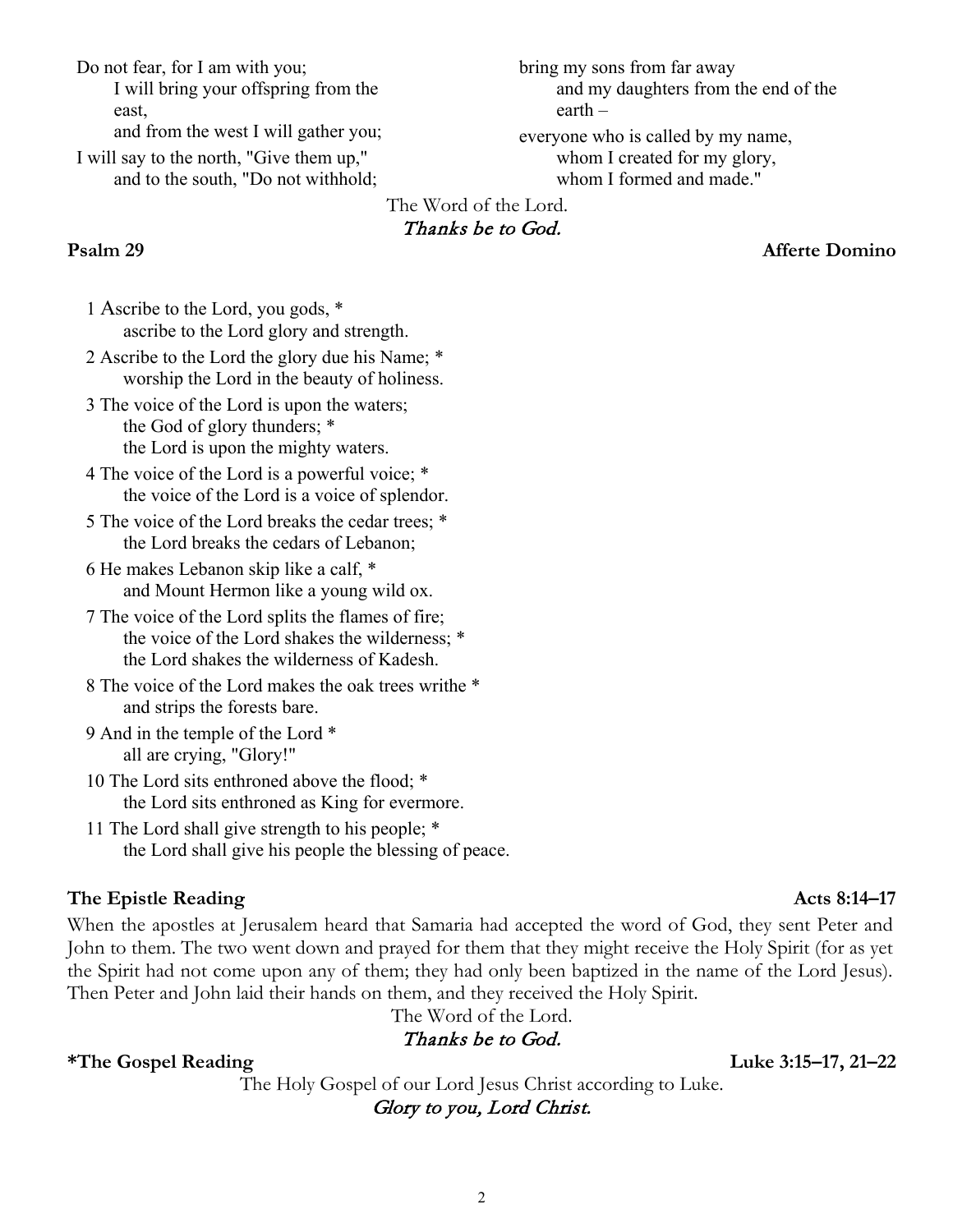Do not fear, for I am with you;
   I will bring your offspring from the east,
   and from the west I will gather you;
I will say to the north, "Give them up,"
   and to the south, "Do not withhold;
bring my sons from far away
   and my daughters from the end of the earth –
everyone who is called by my name,
   whom I created for my glory,
   whom I formed and made."

The Word of the Lord.
*Thanks be to God.*

**Psalm 29** **Afferte Domino**

1 Ascribe to the Lord, you gods, *
   ascribe to the Lord glory and strength.
2 Ascribe to the Lord the glory due his Name; *
   worship the Lord in the beauty of holiness.
3 The voice of the Lord is upon the waters;
   the God of glory thunders; *
   the Lord is upon the mighty waters.
4 The voice of the Lord is a powerful voice; *
   the voice of the Lord is a voice of splendor.
5 The voice of the Lord breaks the cedar trees; *
   the Lord breaks the cedars of Lebanon;
6 He makes Lebanon skip like a calf, *
   and Mount Hermon like a young wild ox.
7 The voice of the Lord splits the flames of fire;
   the voice of the Lord shakes the wilderness; *
   the Lord shakes the wilderness of Kadesh.
8 The voice of the Lord makes the oak trees writhe *
   and strips the forests bare.
9 And in the temple of the Lord *
   all are crying, "Glory!"
10 The Lord sits enthroned above the flood; *
   the Lord sits enthroned as King for evermore.
11 The Lord shall give strength to his people; *
   the Lord shall give his people the blessing of peace.

**The Epistle Reading** **Acts 8:14–17**

When the apostles at Jerusalem heard that Samaria had accepted the word of God, they sent Peter and John to them. The two went down and prayed for them that they might receive the Holy Spirit (for as yet the Spirit had not come upon any of them; they had only been baptized in the name of the Lord Jesus). Then Peter and John laid their hands on them, and they received the Holy Spirit.

The Word of the Lord.
*Thanks be to God.*

**\*The Gospel Reading** **Luke 3:15–17, 21–22**

The Holy Gospel of our Lord Jesus Christ according to Luke.
*Glory to you, Lord Christ.*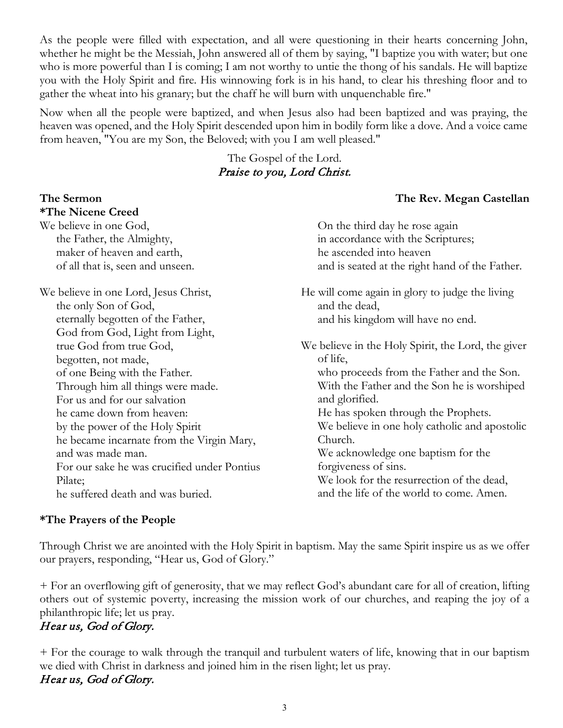As the people were filled with expectation, and all were questioning in their hearts concerning John, whether he might be the Messiah, John answered all of them by saying, "I baptize you with water; but one who is more powerful than I is coming; I am not worthy to untie the thong of his sandals. He will baptize you with the Holy Spirit and fire. His winnowing fork is in his hand, to clear his threshing floor and to gather the wheat into his granary; but the chaff he will burn with unquenchable fire."

Now when all the people were baptized, and when Jesus also had been baptized and was praying, the heaven was opened, and the Holy Spirit descended upon him in bodily form like a dove. And a voice came from heaven, "You are my Son, the Beloved; with you I am well pleased."

The Gospel of the Lord.
*Praise to you, Lord Christ.*

**The Sermon** — **The Rev. Megan Castellan**

**\*The Nicene Creed**

We believe in one God,
the Father, the Almighty,
maker of heaven and earth,
of all that is, seen and unseen.

We believe in one Lord, Jesus Christ,
the only Son of God,
eternally begotten of the Father,
God from God, Light from Light,
true God from true God,
begotten, not made,
of one Being with the Father.
Through him all things were made.
For us and for our salvation
he came down from heaven:
by the power of the Holy Spirit
he became incarnate from the Virgin Mary,
and was made man.
For our sake he was crucified under Pontius Pilate;
he suffered death and was buried.
On the third day he rose again
in accordance with the Scriptures;
he ascended into heaven
and is seated at the right hand of the Father.

He will come again in glory to judge the living and the dead,
and his kingdom will have no end.

We believe in the Holy Spirit, the Lord, the giver of life,
who proceeds from the Father and the Son.
With the Father and the Son he is worshiped and glorified.
He has spoken through the Prophets.
We believe in one holy catholic and apostolic Church.
We acknowledge one baptism for the forgiveness of sins.
We look for the resurrection of the dead,
and the life of the world to come. Amen.

**\*The Prayers of the People**

Through Christ we are anointed with the Holy Spirit in baptism. May the same Spirit inspire us as we offer our prayers, responding, "Hear us, God of Glory."

+ For an overflowing gift of generosity, that we may reflect God's abundant care for all of creation, lifting others out of systemic poverty, increasing the mission work of our churches, and reaping the joy of a philanthropic life; let us pray.
*Hear us, God of Glory.*

+ For the courage to walk through the tranquil and turbulent waters of life, knowing that in our baptism we died with Christ in darkness and joined him in the risen light; let us pray.
*Hear us, God of Glory.*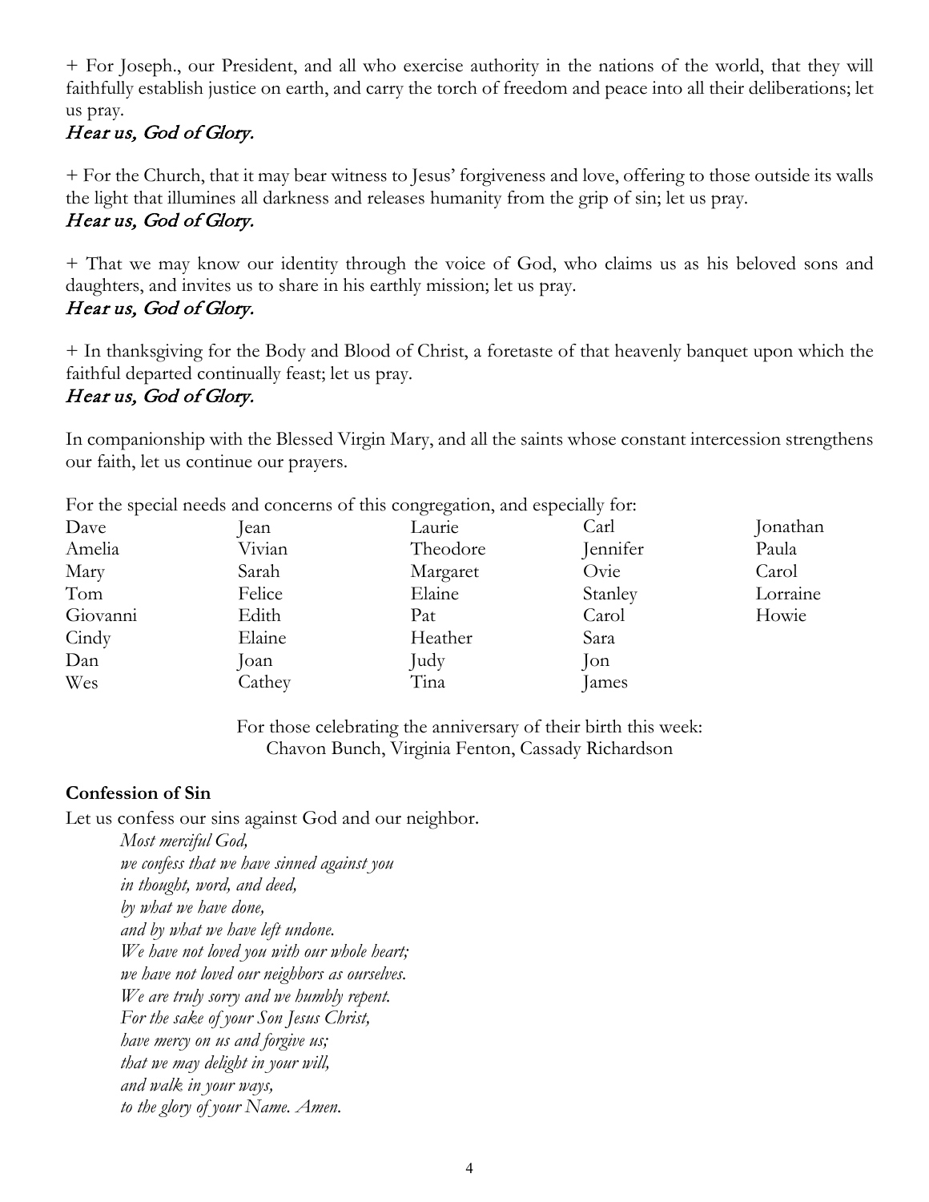+ For Joseph., our President, and all who exercise authority in the nations of the world, that they will faithfully establish justice on earth, and carry the torch of freedom and peace into all their deliberations; let us pray.

*Hear us, God of Glory.*

+ For the Church, that it may bear witness to Jesus' forgiveness and love, offering to those outside its walls the light that illumines all darkness and releases humanity from the grip of sin; let us pray.

*Hear us, God of Glory.*

+ That we may know our identity through the voice of God, who claims us as his beloved sons and daughters, and invites us to share in his earthly mission; let us pray.

*Hear us, God of Glory.*

+ In thanksgiving for the Body and Blood of Christ, a foretaste of that heavenly banquet upon which the faithful departed continually feast; let us pray.

*Hear us, God of Glory.*

In companionship with the Blessed Virgin Mary, and all the saints whose constant intercession strengthens our faith, let us continue our prayers.

For the special needs and concerns of this congregation, and especially for:

| | | | | |
|---|---|---|---|---|
| Dave | Jean | Laurie | Carl | Jonathan |
| Amelia | Vivian | Theodore | Jennifer | Paula |
| Mary | Sarah | Margaret | Ovie | Carol |
| Tom | Felice | Elaine | Stanley | Lorraine |
| Giovanni | Edith | Pat | Carol | Howie |
| Cindy | Elaine | Heather | Sara | |
| Dan | Joan | Judy | Jon | |
| Wes | Cathey | Tina | James | |

For those celebrating the anniversary of their birth this week:
Chavon Bunch, Virginia Fenton, Cassady Richardson

**Confession of Sin**

Let us confess our sins against God and our neighbor.

*Most merciful God,*
*we confess that we have sinned against you*
*in thought, word, and deed,*
*by what we have done,*
*and by what we have left undone.*
*We have not loved you with our whole heart;*
*we have not loved our neighbors as ourselves.*
*We are truly sorry and we humbly repent.*
*For the sake of your Son Jesus Christ,*
*have mercy on us and forgive us;*
*that we may delight in your will,*
*and walk in your ways,*
*to the glory of your Name. Amen.*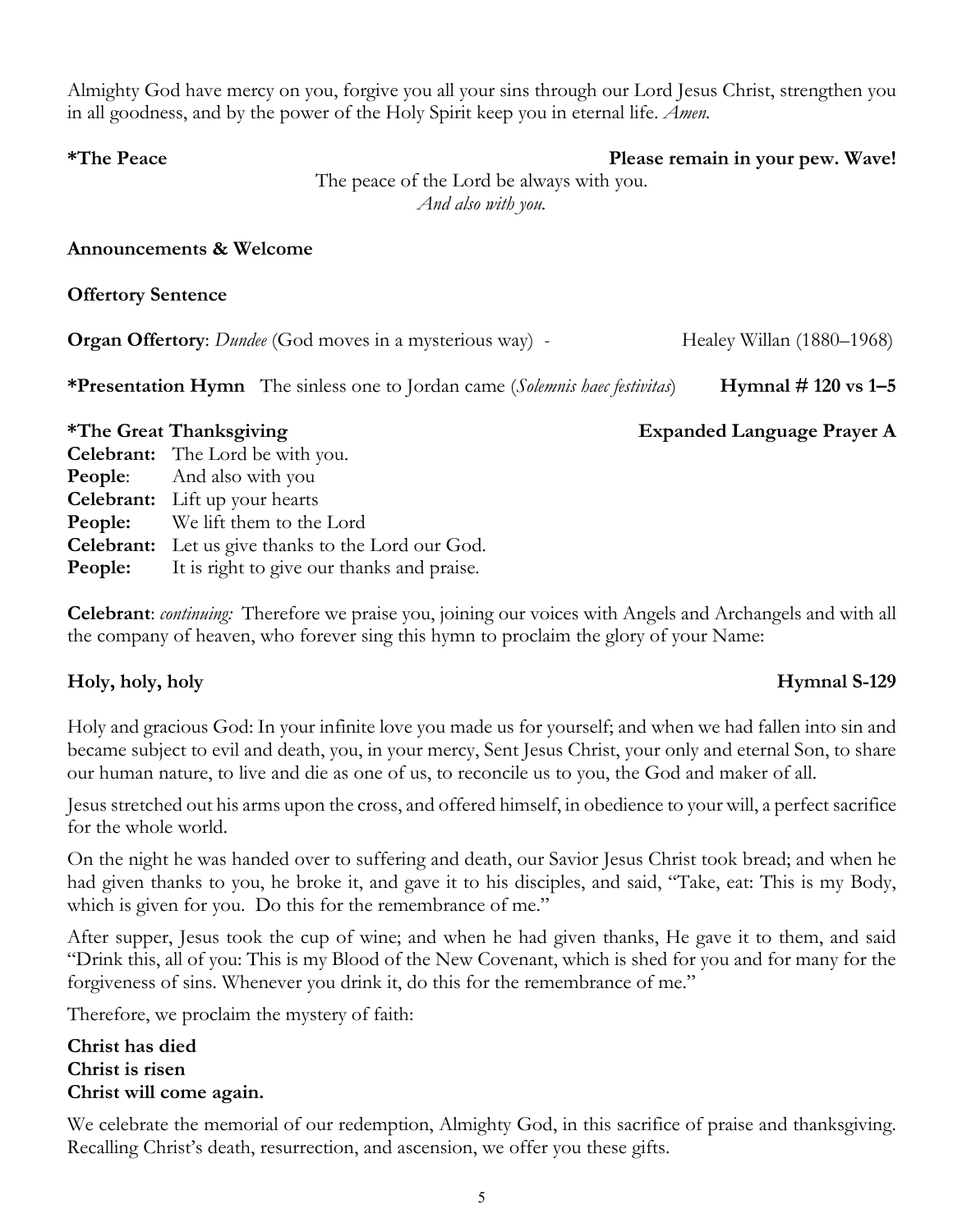Almighty God have mercy on you, forgive you all your sins through our Lord Jesus Christ, strengthen you in all goodness, and by the power of the Holy Spirit keep you in eternal life. *Amen.*

**\*The Peace** **Please remain in your pew. Wave!**

The peace of the Lord be always with you.
*And also with you.*

**Announcements & Welcome**

**Offertory Sentence**

**Organ Offertory**: *Dundee* (God moves in a mysterious way) - Healey Willan (1880–1968)

**\*Presentation Hymn** The sinless one to Jordan came (*Solemnis haec festivitas*) **Hymnal # 120 vs 1–5**

**\*The Great Thanksgiving** **Expanded Language Prayer A**

**Celebrant:** The Lord be with you.
**People**: And also with you
**Celebrant:** Lift up your hearts
**People:** We lift them to the Lord
**Celebrant:** Let us give thanks to the Lord our God.
**People:** It is right to give our thanks and praise.

**Celebrant**: *continuing:* Therefore we praise you, joining our voices with Angels and Archangels and with all the company of heaven, who forever sing this hymn to proclaim the glory of your Name:

**Holy, holy, holy** **Hymnal S-129**

Holy and gracious God: In your infinite love you made us for yourself; and when we had fallen into sin and became subject to evil and death, you, in your mercy, Sent Jesus Christ, your only and eternal Son, to share our human nature, to live and die as one of us, to reconcile us to you, the God and maker of all.

Jesus stretched out his arms upon the cross, and offered himself, in obedience to your will, a perfect sacrifice for the whole world.

On the night he was handed over to suffering and death, our Savior Jesus Christ took bread; and when he had given thanks to you, he broke it, and gave it to his disciples, and said, "Take, eat: This is my Body, which is given for you. Do this for the remembrance of me."

After supper, Jesus took the cup of wine; and when he had given thanks, He gave it to them, and said "Drink this, all of you: This is my Blood of the New Covenant, which is shed for you and for many for the forgiveness of sins. Whenever you drink it, do this for the remembrance of me."

Therefore, we proclaim the mystery of faith:

**Christ has died**
**Christ is risen**
**Christ will come again.**

We celebrate the memorial of our redemption, Almighty God, in this sacrifice of praise and thanksgiving. Recalling Christ's death, resurrection, and ascension, we offer you these gifts.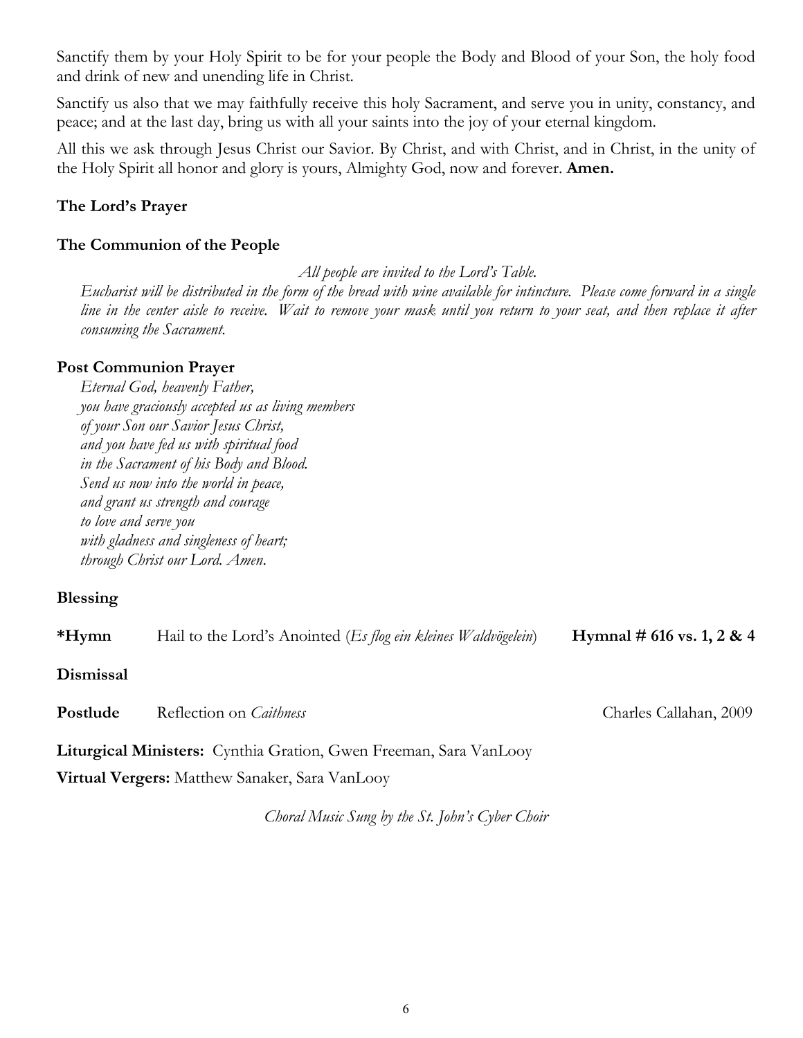Sanctify them by your Holy Spirit to be for your people the Body and Blood of your Son, the holy food and drink of new and unending life in Christ.

Sanctify us also that we may faithfully receive this holy Sacrament, and serve you in unity, constancy, and peace; and at the last day, bring us with all your saints into the joy of your eternal kingdom.

All this we ask through Jesus Christ our Savior. By Christ, and with Christ, and in Christ, in the unity of the Holy Spirit all honor and glory is yours, Almighty God, now and forever. **Amen.**

**The Lord's Prayer**

**The Communion of the People**

*All people are invited to the Lord's Table.*

*Eucharist will be distributed in the form of the bread with wine available for intincture. Please come forward in a single line in the center aisle to receive. Wait to remove your mask until you return to your seat, and then replace it after consuming the Sacrament.*

**Post Communion Prayer**

*Eternal God, heavenly Father,*
*you have graciously accepted us as living members*
*of your Son our Savior Jesus Christ,*
*and you have fed us with spiritual food*
*in the Sacrament of his Body and Blood.*
*Send us now into the world in peace,*
*and grant us strength and courage*
*to love and serve you*
*with gladness and singleness of heart;*
*through Christ our Lord. Amen.*

**Blessing**

**\*Hymn** Hail to the Lord's Anointed (*Es flog ein kleines Waldvögelein*) **Hymnal # 616 vs. 1, 2 & 4**

**Dismissal**

**Postlude** Reflection on *Caithness* Charles Callahan, 2009

**Liturgical Ministers:** Cynthia Gration, Gwen Freeman, Sara VanLooy

**Virtual Vergers:** Matthew Sanaker, Sara VanLooy

*Choral Music Sung by the St. John's Cyber Choir*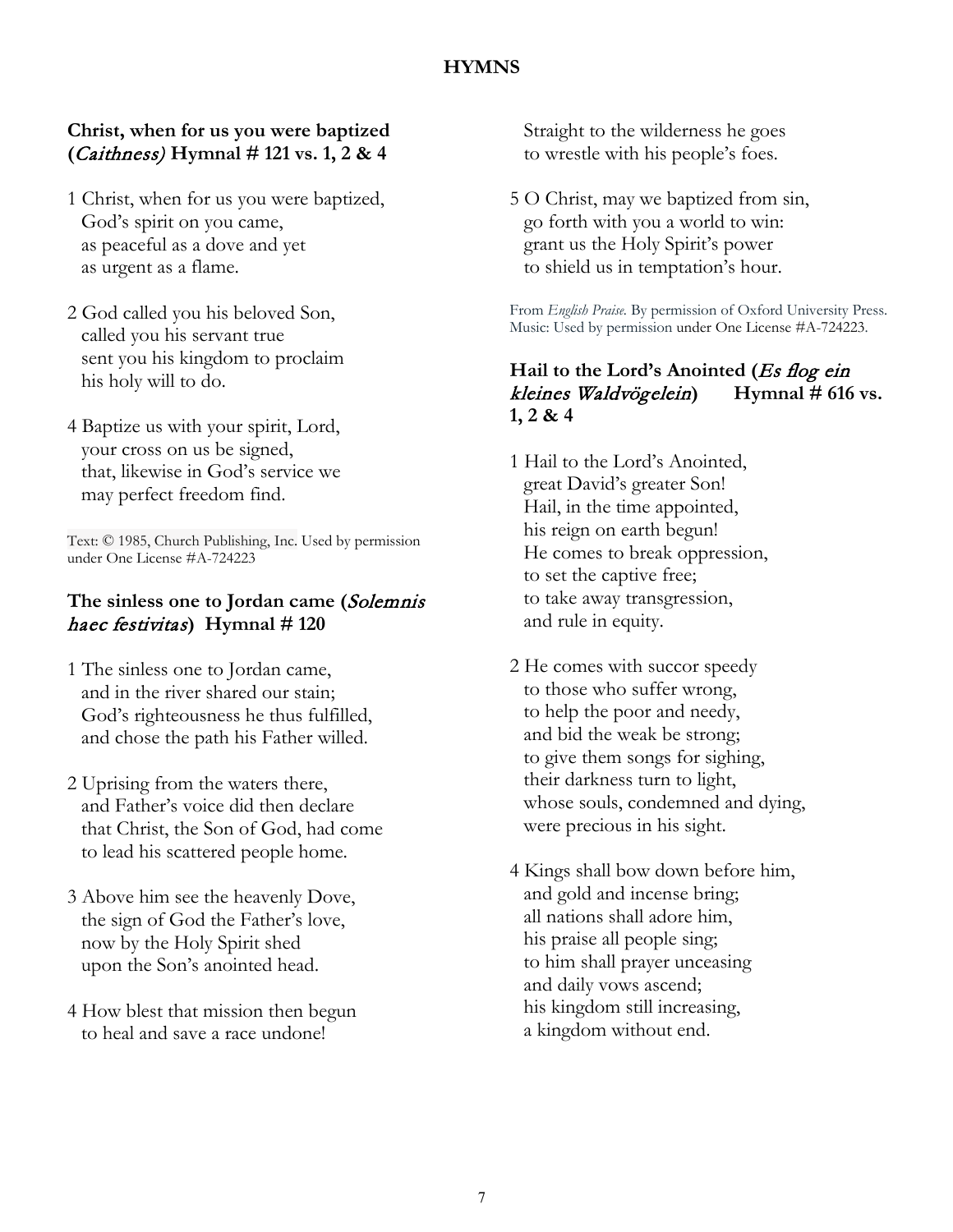## HYMNS

### Christ, when for us you were baptized (*Caithness)* Hymnal # 121 vs. 1, 2 & 4

1 Christ, when for us you were baptized,
God's spirit on you came,
as peaceful as a dove and yet
as urgent as a flame.

2 God called you his beloved Son,
called you his servant true
sent you his kingdom to proclaim
his holy will to do.

4 Baptize us with your spirit, Lord,
your cross on us be signed,
that, likewise in God's service we
may perfect freedom find.

Text: © 1985, Church Publishing, Inc. Used by permission under One License #A-724223

### The sinless one to Jordan came (*Solemnis haec festivitas*) Hymnal # 120

1 The sinless one to Jordan came,
and in the river shared our stain;
God's righteousness he thus fulfilled,
and chose the path his Father willed.

2 Uprising from the waters there,
and Father's voice did then declare
that Christ, the Son of God, had come
to lead his scattered people home.

3 Above him see the heavenly Dove,
the sign of God the Father's love,
now by the Holy Spirit shed
upon the Son's anointed head.

4 How blest that mission then begun
to heal and save a race undone!
Straight to the wilderness he goes
to wrestle with his people's foes.

5 O Christ, may we baptized from sin,
go forth with you a world to win:
grant us the Holy Spirit's power
to shield us in temptation's hour.

From *English Praise.* By permission of Oxford University Press.
Music: Used by permission under One License #A-724223.

### Hail to the Lord's Anointed (*Es flog ein kleines Waldvögelein*) Hymnal # 616 vs. 1, 2 & 4

1 Hail to the Lord's Anointed,
great David's greater Son!
Hail, in the time appointed,
his reign on earth begun!
He comes to break oppression,
to set the captive free;
to take away transgression,
and rule in equity.

2 He comes with succor speedy
to those who suffer wrong,
to help the poor and needy,
and bid the weak be strong;
to give them songs for sighing,
their darkness turn to light,
whose souls, condemned and dying,
were precious in his sight.

4 Kings shall bow down before him,
and gold and incense bring;
all nations shall adore him,
his praise all people sing;
to him shall prayer unceasing
and daily vows ascend;
his kingdom still increasing,
a kingdom without end.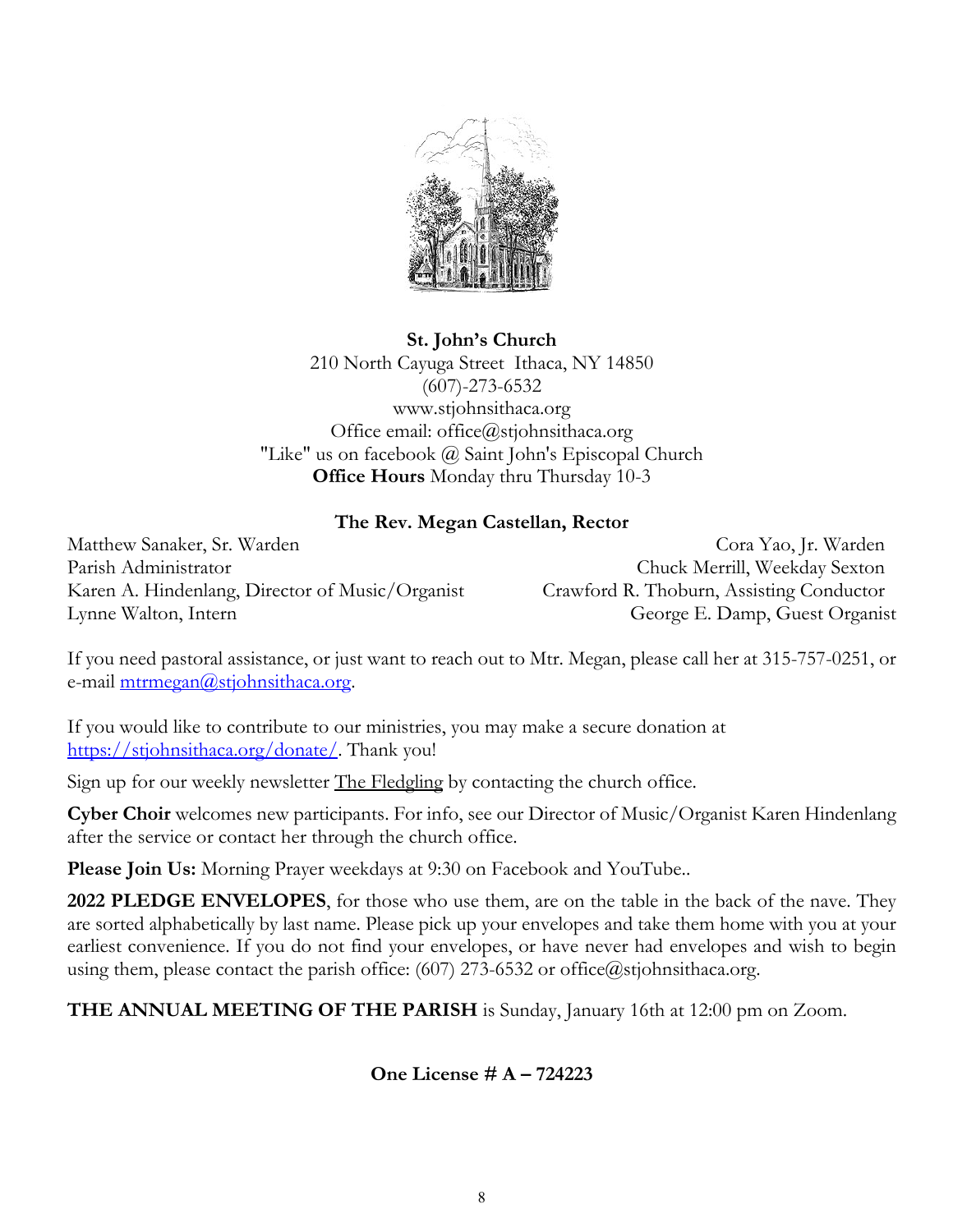**St. John's Church**
210 North Cayuga Street Ithaca, NY 14850
(607)-273-6532
www.stjohnsithaca.org
Office email: office@stjohnsithaca.org
"Like" us on facebook @ Saint John's Episcopal Church
**Office Hours** Monday thru Thursday 10-3

**The Rev. Megan Castellan, Rector**

Matthew Sanaker, Sr. Warden
Cora Yao, Jr. Warden
Parish Administrator
Chuck Merrill, Weekday Sexton
Karen A. Hindenlang, Director of Music/Organist
Crawford R. Thoburn, Assisting Conductor
Lynne Walton, Intern
George E. Damp, Guest Organist

If you need pastoral assistance, or just want to reach out to Mtr. Megan, please call her at 315-757-0251, or e-mail mtrmegan@stjohnsithaca.org.

If you would like to contribute to our ministries, you may make a secure donation at https://stjohnsithaca.org/donate/. Thank you!

Sign up for our weekly newsletter The Fledgling by contacting the church office.

**Cyber Choir** welcomes new participants. For info, see our Director of Music/Organist Karen Hindenlang after the service or contact her through the church office.

**Please Join Us:** Morning Prayer weekdays at 9:30 on Facebook and YouTube..

**2022 PLEDGE ENVELOPES**, for those who use them, are on the table in the back of the nave. They are sorted alphabetically by last name. Please pick up your envelopes and take them home with you at your earliest convenience. If you do not find your envelopes, or have never had envelopes and wish to begin using them, please contact the parish office: (607) 273-6532 or office@stjohnsithaca.org.

**THE ANNUAL MEETING OF THE PARISH** is Sunday, January 16th at 12:00 pm on Zoom.

**One License # A – 724223**